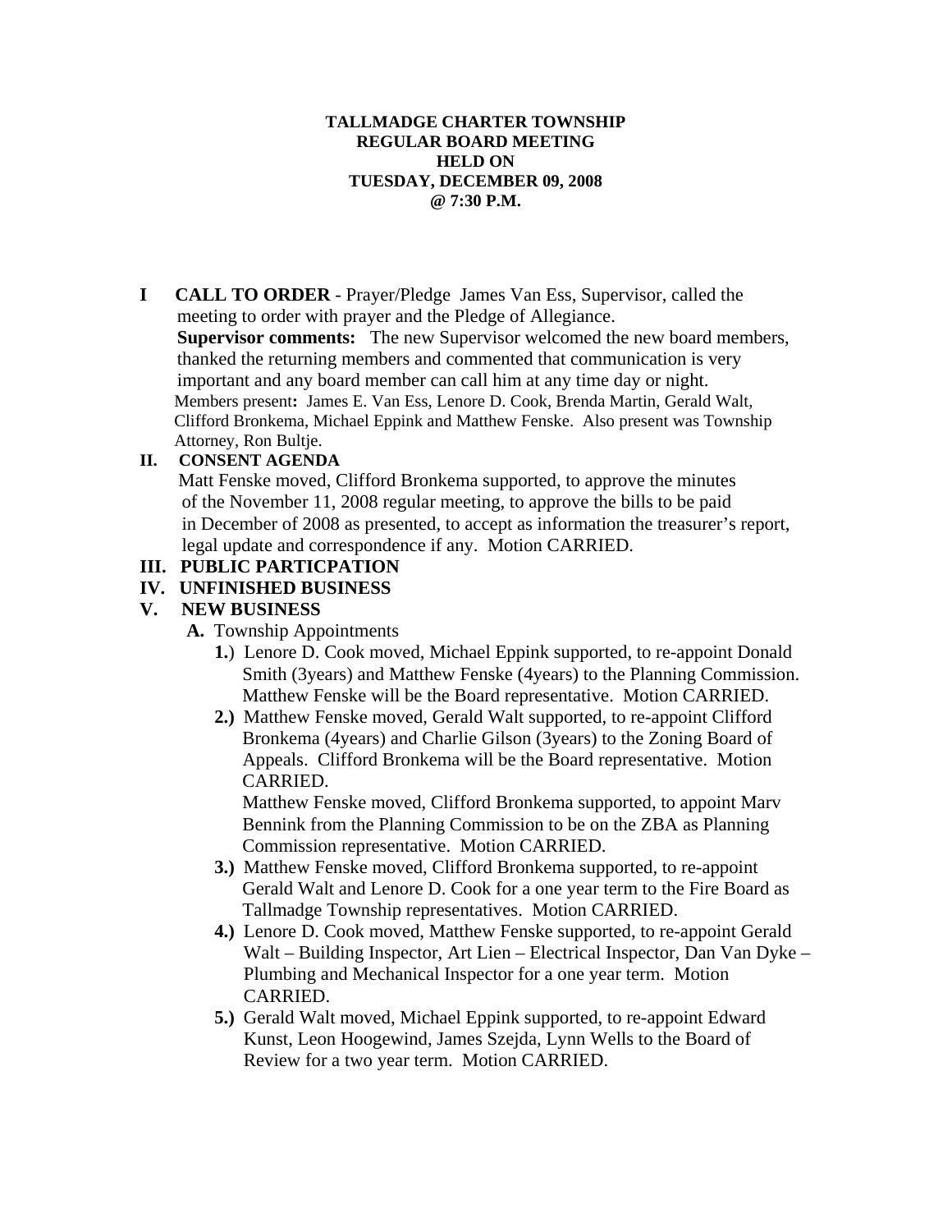**TALLMADGE CHARTER TOWNSHIP**
**REGULAR BOARD MEETING**
**HELD ON**
**TUESDAY, DECEMBER 09, 2008**
**@ 7:30 P.M.**

**I CALL TO ORDER** - Prayer/Pledge James Van Ess, Supervisor, called the meeting to order with prayer and the Pledge of Allegiance.

**Supervisor comments:** The new Supervisor welcomed the new board members, thanked the returning members and commented that communication is very important and any board member can call him at any time day or night.

Members present**:** James E. Van Ess, Lenore D. Cook, Brenda Martin, Gerald Walt, Clifford Bronkema, Michael Eppink and Matthew Fenske. Also present was Township Attorney, Ron Bultje.

**II. CONSENT AGENDA**

Matt Fenske moved, Clifford Bronkema supported, to approve the minutes of the November 11, 2008 regular meeting, to approve the bills to be paid in December of 2008 as presented, to accept as information the treasurer's report, legal update and correspondence if any. Motion CARRIED.

**III. PUBLIC PARTICPATION**

**IV. UNFINISHED BUSINESS**

**V. NEW BUSINESS**

**A.** Township Appointments

**1.**) Lenore D. Cook moved, Michael Eppink supported, to re-appoint Donald Smith (3years) and Matthew Fenske (4years) to the Planning Commission. Matthew Fenske will be the Board representative. Motion CARRIED.

**2.)** Matthew Fenske moved, Gerald Walt supported, to re-appoint Clifford Bronkema (4years) and Charlie Gilson (3years) to the Zoning Board of Appeals. Clifford Bronkema will be the Board representative. Motion CARRIED.

Matthew Fenske moved, Clifford Bronkema supported, to appoint Marv Bennink from the Planning Commission to be on the ZBA as Planning Commission representative. Motion CARRIED.

**3.)** Matthew Fenske moved, Clifford Bronkema supported, to re-appoint Gerald Walt and Lenore D. Cook for a one year term to the Fire Board as Tallmadge Township representatives. Motion CARRIED.

**4.)** Lenore D. Cook moved, Matthew Fenske supported, to re-appoint Gerald Walt – Building Inspector, Art Lien – Electrical Inspector, Dan Van Dyke – Plumbing and Mechanical Inspector for a one year term. Motion CARRIED.

**5.)** Gerald Walt moved, Michael Eppink supported, to re-appoint Edward Kunst, Leon Hoogewind, James Szejda, Lynn Wells to the Board of Review for a two year term. Motion CARRIED.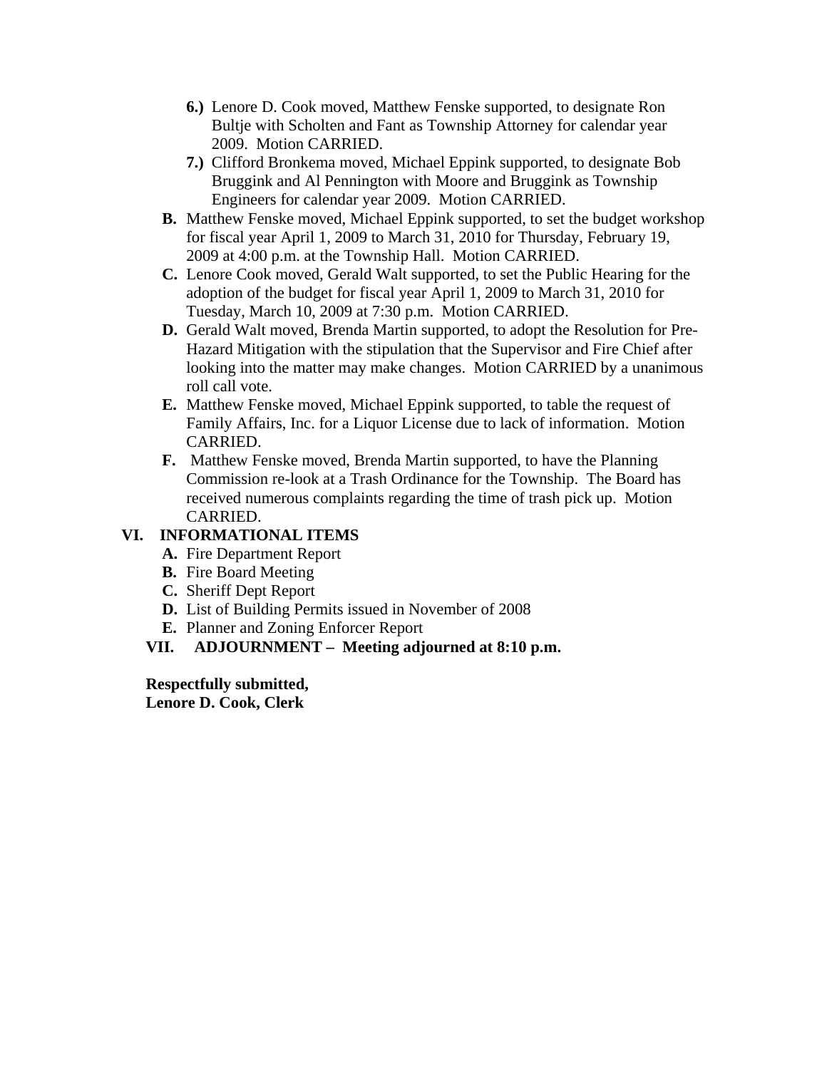6.) Lenore D. Cook moved, Matthew Fenske supported, to designate Ron Bultje with Scholten and Fant as Township Attorney for calendar year 2009. Motion CARRIED.

7.) Clifford Bronkema moved, Michael Eppink supported, to designate Bob Bruggink and Al Pennington with Moore and Bruggink as Township Engineers for calendar year 2009. Motion CARRIED.

**B.** Matthew Fenske moved, Michael Eppink supported, to set the budget workshop for fiscal year April 1, 2009 to March 31, 2010 for Thursday, February 19, 2009 at 4:00 p.m. at the Township Hall. Motion CARRIED.

**C.** Lenore Cook moved, Gerald Walt supported, to set the Public Hearing for the adoption of the budget for fiscal year April 1, 2009 to March 31, 2010 for Tuesday, March 10, 2009 at 7:30 p.m. Motion CARRIED.

**D.** Gerald Walt moved, Brenda Martin supported, to adopt the Resolution for Pre-Hazard Mitigation with the stipulation that the Supervisor and Fire Chief after looking into the matter may make changes. Motion CARRIED by a unanimous roll call vote.

**E.** Matthew Fenske moved, Michael Eppink supported, to table the request of Family Affairs, Inc. for a Liquor License due to lack of information. Motion CARRIED.

**F.** Matthew Fenske moved, Brenda Martin supported, to have the Planning Commission re-look at a Trash Ordinance for the Township. The Board has received numerous complaints regarding the time of trash pick up. Motion CARRIED.

**VI. INFORMATIONAL ITEMS**

**A.** Fire Department Report

**B.** Fire Board Meeting

**C.** Sheriff Dept Report

**D.** List of Building Permits issued in November of 2008

**E.** Planner and Zoning Enforcer Report

**VII. ADJOURNMENT – Meeting adjourned at 8:10 p.m.**

**Respectfully submitted,**
**Lenore D. Cook, Clerk**